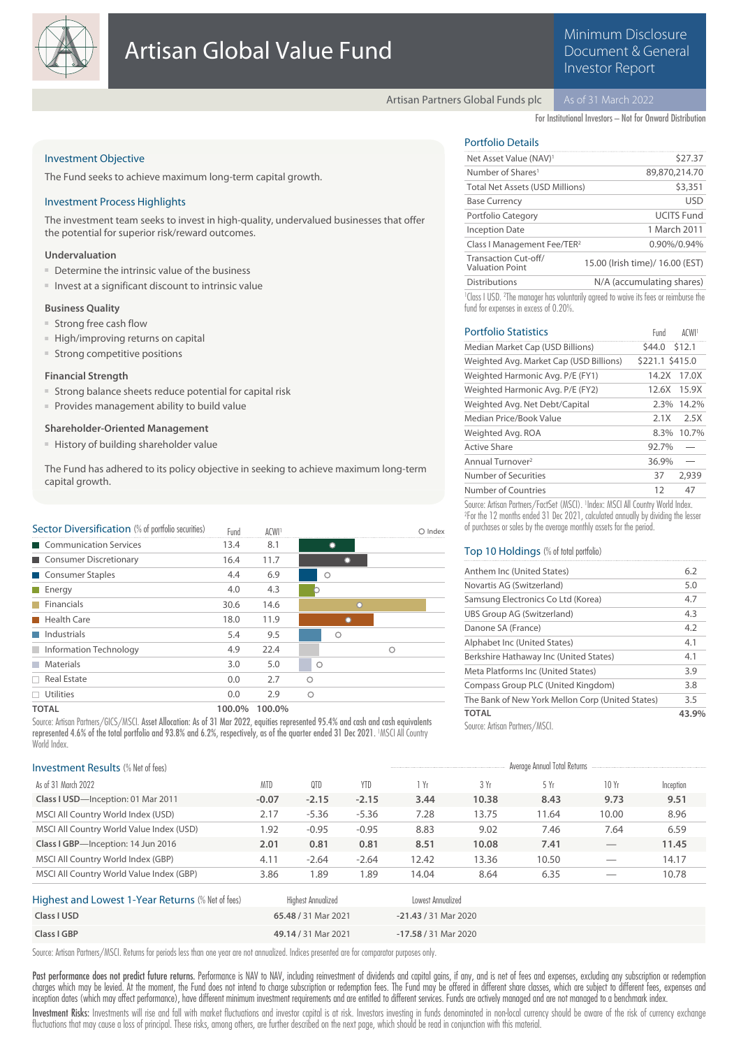# Artisan Global Value Fund

## Minimum Disclosure Document & General Investor Report

Artisan Partners Global Funds plc — As of 31 March 2022

For Institutional Investors – Not for Onward Distribution

### Investment Objective

The Fund seeks to achieve maximum long-term capital growth.

### Investment Process Highlights

The investment team seeks to invest in high-quality, undervalued businesses that offer the potential for superior risk/reward outcomes.

**Undervaluation**

- Determine the intrinsic value of the business
- Invest at a significant discount to intrinsic value

**Business Quality**

- Strong free cash flow
- High/improving returns on capital
- Strong competitive positions

**Financial Strength**

- Strong balance sheets reduce potential for capital risk
- Provides management ability to build value

**Shareholder-Oriented Management**

- History of building shareholder value

The Fund has adhered to its policy objective in seeking to achieve maximum long-term capital growth.

### Portfolio Details

| | |
|---|---|
| Net Asset Value (NAV)[1] | $27.37 |
| Number of Shares[1] | 89,870,214.70 |
| Total Net Assets (USD Millions) | $3,351 |
| Base Currency | USD |
| Portfolio Category | UCITS Fund |
| Inception Date | 1 March 2011 |
| Class I Management Fee/TER[2] | 0.90%/0.94% |
| Transaction Cut-off/ Valuation Point | 15.00 (Irish time)/ 16.00 (EST) |
| Distributions | N/A (accumulating shares) |

[1]Class I USD. [2]The manager has voluntarily agreed to waive its fees or reimburse the fund for expenses in excess of 0.20%.

### Portfolio Statistics

| | Fund | ACWI[1] |
|---|---|---|
| Median Market Cap (USD Billions) | $44.0 | $12.1 |
| Weighted Avg. Market Cap (USD Billions) | $221.1 | $415.0 |
| Weighted Harmonic Avg. P/E (FY1) | 14.2X | 17.0X |
| Weighted Harmonic Avg. P/E (FY2) | 12.6X | 15.9X |
| Weighted Avg. Net Debt/Capital | 2.3% | 14.2% |
| Median Price/Book Value | 2.1X | 2.5X |
| Weighted Avg. ROA | 8.3% | 10.7% |
| Active Share | 92.7% | — |
| Annual Turnover[2] | 36.9% | — |
| Number of Securities | 37 | 2,939 |
| Number of Countries | 12 | 47 |

Source: Artisan Partners/FactSet (MSCI). [1]Index: MSCI All Country World Index. [2]For the 12 months ended 31 Dec 2021, calculated annually by dividing the lesser of purchases or sales by the average monthly assets for the period.

### Sector Diversification (% of portfolio securities)

| | Fund | ACWI[1] |
|---|---|---|
| Communication Services | 13.4 | 8.1 |
| Consumer Discretionary | 16.4 | 11.7 |
| Consumer Staples | 4.4 | 6.9 |
| Energy | 4.0 | 4.3 |
| Financials | 30.6 | 14.6 |
| Health Care | 18.0 | 11.9 |
| Industrials | 5.4 | 9.5 |
| Information Technology | 4.9 | 22.4 |
| Materials | 3.0 | 5.0 |
| Real Estate | 0.0 | 2.7 |
| Utilities | 0.0 | 2.9 |
| **TOTAL** | **100.0%** | **100.0%** |

Source: Artisan Partners/GICS/MSCI. **Asset Allocation:** As of 31 Mar 2022, equities represented 95.4% and cash and cash equivalents represented 4.6% of the total portfolio and 93.8% and 6.2%, respectively, as of the quarter ended 31 Dec 2021. [1]MSCI All Country World Index.

### Top 10 Holdings (% of total portfolio)

| | |
|---|---|
| Anthem Inc (United States) | 6.2 |
| Novartis AG (Switzerland) | 5.0 |
| Samsung Electronics Co Ltd (Korea) | 4.7 |
| UBS Group AG (Switzerland) | 4.3 |
| Danone SA (France) | 4.2 |
| Alphabet Inc (United States) | 4.1 |
| Berkshire Hathaway Inc (United States) | 4.1 |
| Meta Platforms Inc (United States) | 3.9 |
| Compass Group PLC (United Kingdom) | 3.8 |
| The Bank of New York Mellon Corp (United States) | 3.5 |
| **TOTAL** | **43.9%** |

Source: Artisan Partners/MSCI.

### Investment Results (% Net of fees)

| | | | | Average Annual Total Returns | | | | |
|---|---|---|---|---|---|---|---|---|
| As of 31 March 2022 | MTD | QTD | YTD | 1 Yr | 3 Yr | 5 Yr | 10 Yr | Inception |
| **Class I USD**—Inception: 01 Mar 2011 | **-0.07** | **-2.15** | **-2.15** | **3.44** | **10.38** | **8.43** | **9.73** | **9.51** |
| MSCI All Country World Index (USD) | 2.17 | -5.36 | -5.36 | 7.28 | 13.75 | 11.64 | 10.00 | 8.96 |
| MSCI All Country World Value Index (USD) | 1.92 | -0.95 | -0.95 | 8.83 | 9.02 | 7.46 | 7.64 | 6.59 |
| **Class I GBP**—Inception: 14 Jun 2016 | **2.01** | **0.81** | **0.81** | **8.51** | **10.08** | **7.41** | — | **11.45** |
| MSCI All Country World Index (GBP) | 4.11 | -2.64 | -2.64 | 12.42 | 13.36 | 10.50 | — | 14.17 |
| MSCI All Country World Value Index (GBP) | 3.86 | 1.89 | 1.89 | 14.04 | 8.64 | 6.35 | — | 10.78 |

### Highest and Lowest 1-Year Returns (% Net of fees)

| | Highest Annualized | Lowest Annualized |
|---|---|---|
| **Class I USD** | **65.48** / 31 Mar 2021 | **-21.43** / 31 Mar 2020 |
| **Class I GBP** | **49.14** / 31 Mar 2021 | **-17.58** / 31 Mar 2020 |

Source: Artisan Partners/MSCI. Returns for periods less than one year are not annualized. Indices presented are for comparator purposes only.

**Past performance does not predict future returns.** Performance is NAV to NAV, including reinvestment of dividends and capital gains, if any, and is net of fees and expenses, excluding any subscription or redemption charges which may be levied. At the moment, the Fund does not intend to charge subscription or redemption fees. The Fund may be offered in different share classes, which are subject to different fees, expenses and inception dates (which may affect performance), have different minimum investment requirements and are entitled to different services. Funds are actively managed and are not managed to a benchmark index.

**Investment Risks:** Investments will rise and fall with market fluctuations and investor capital is at risk. Investors investing in funds denominated in non-local currency should be aware of the risk of currency exchange fluctuations that may cause a loss of principal. These risks, among others, are further described on the next page, which should be read in conjunction with this material.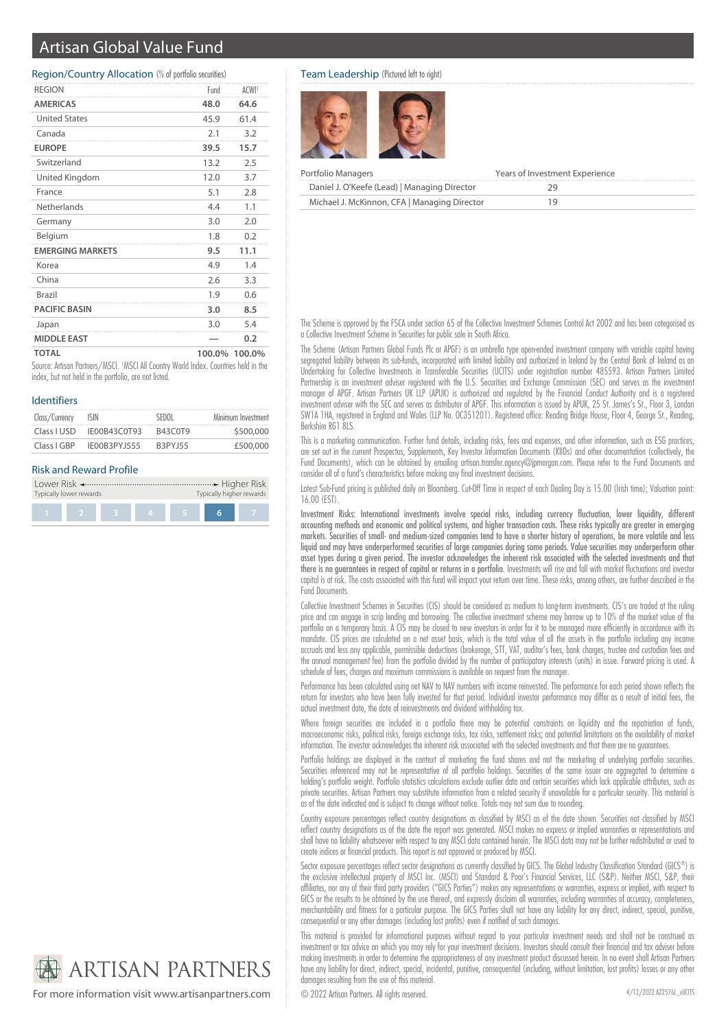# Artisan Global Value Fund

## Region/Country Allocation (% of portfolio securities)

| REGION | Fund | ACWI[1] |
|---|---|---|
| **AMERICAS** | **48.0** | **64.6** |
| United States | 45.9 | 61.4 |
| Canada | 2.1 | 3.2 |
| **EUROPE** | **39.5** | **15.7** |
| Switzerland | 13.2 | 2.5 |
| United Kingdom | 12.0 | 3.7 |
| France | 5.1 | 2.8 |
| Netherlands | 4.4 | 1.1 |
| Germany | 3.0 | 2.0 |
| Belgium | 1.8 | 0.2 |
| **EMERGING MARKETS** | **9.5** | **11.1** |
| Korea | 4.9 | 1.4 |
| China | 2.6 | 3.3 |
| Brazil | 1.9 | 0.6 |
| **PACIFIC BASIN** | **3.0** | **8.5** |
| Japan | 3.0 | 5.4 |
| **MIDDLE EAST** | **—** | **0.2** |
| **TOTAL** | **100.0%** | **100.0%** |

Source: Artisan Partners/MSCI. [1]MSCI All Country World Index. Countries held in the index, but not held in the portfolio, are not listed.

## Identifiers

| Class/Currency | ISIN | SEDOL | Minimum Investment |
|---|---|---|---|
| Class I USD | IE00B43C0T93 | B43C0T9 | $500,000 |
| Class I GBP | IE00B3PYJ555 | B3PYJ55 | £500,000 |

## Risk and Reward Profile

Lower Risk ← → Higher Risk

Typically lower rewards — Typically higher rewards

1 | 2 | 3 | 4 | 5 | **6** | 7

## Team Leadership (Pictured left to right)

| Portfolio Managers | Years of Investment Experience |
|---|---|
| Daniel J. O'Keefe (Lead) \| Managing Director | 29 |
| Michael J. McKinnon, CFA \| Managing Director | 19 |

The Scheme is approved by the FSCA under section 65 of the Collective Investment Schemes Control Act 2002 and has been categorised as a Collective Investment Scheme in Securities for public sale in South Africa.

The Scheme (Artisan Partners Global Funds Plc or APGF) is an umbrella type open-ended investment company with variable capital having segregated liability between its sub-funds, incorporated with limited liability and authorized in Ireland by the Central Bank of Ireland as an Undertaking for Collective Investments in Transferable Securities (UCITS) under registration number 485593. Artisan Partners Limited Partnership is an investment adviser registered with the U.S. Securities and Exchange Commission (SEC) and serves as the investment manager of APGF. Artisan Partners UK LLP (APUK) is authorized and regulated by the Financial Conduct Authority and is a registered investment adviser with the SEC and serves as distributor of APGF. This information is issued by APUK, 25 St. James's St., Floor 3, London SW1A 1HA, registered in England and Wales (LLP No. OC351201). Registered office: Reading Bridge House, Floor 4, George St., Reading, Berkshire RG1 8LS.

This is a marketing communication. Further fund details, including risks, fees and expenses, and other information, such as ESG practices, are set out in the current Prospectus, Supplements, Key Investor Information Documents (KIIDs) and other documentation (collectively, the Fund Documents), which can be obtained by emailing artisan.transfer.agency@jpmorgan.com. Please refer to the Fund Documents and consider all of a fund's characteristics before making any final investment decisions.

Latest Sub-Fund pricing is published daily on Bloomberg. Cut-Off Time in respect of each Dealing Day is 15.00 (Irish time); Valuation point: 16.00 (EST).

**Investment Risks: International investments involve special risks, including currency fluctuation, lower liquidity, different accounting methods and economic and political systems, and higher transaction costs. These risks typically are greater in emerging markets. Securities of small- and medium-sized companies tend to have a shorter history of operations, be more volatile and less liquid and may have underperformed securities of large companies during some periods. Value securities may underperform other asset types during a given period. The investor acknowledges the inherent risk associated with the selected investments and that there is no guarantees in respect of capital or returns in a portfolio.** Investments will rise and fall with market fluctuations and investor capital is at risk. The costs associated with this fund will impact your return over time. These risks, among others, are further described in the Fund Documents.

Collective Investment Schemes in Securities (CIS) should be considered as medium to long-term investments. CIS's are traded at the ruling price and can engage in scrip lending and borrowing. The collective investment scheme may borrow up to 10% of the market value of the portfolio on a temporary basis. A CIS may be closed to new investors in order for it to be managed more efficiently in accordance with its mandate. CIS prices are calculated on a net asset basis, which is the total value of all the assets in the portfolio including any income accruals and less any applicable, permissible deductions (brokerage, STT, VAT, auditor's fees, bank charges, trustee and custodian fees and the annual management fee) from the portfolio divided by the number of participatory interests (units) in issue. Forward pricing is used. A schedule of fees, charges and maximum commissions is available on request from the manager.

Performance has been calculated using net NAV to NAV numbers with income reinvested. The performance for each period shown reflects the return for investors who have been fully invested for that period. Individual investor performance may differ as a result of initial fees, the actual investment date, the date of reinvestments and dividend withholding tax.

Where foreign securities are included in a portfolio there may be potential constraints on liquidity and the repatriation of funds, macroeconomic risks, political risks, foreign exchange risks, tax risks, settlement risks; and potential limitations on the availability of market information. The investor acknowledges the inherent risk associated with the selected investments and that there are no guarantees.

Portfolio holdings are displayed in the context of marketing the fund shares and not the marketing of underlying portfolio securities. Securities referenced may not be representative of all portfolio holdings. Securities of the same issuer are aggregated to determine a holding's portfolio weight. Portfolio statistics calculations exclude outlier data and certain securities which lack applicable attributes, such as private securities. Artisan Partners may substitute information from a related security if unavailable for a particular security. This material is as of the date indicated and is subject to change without notice. Totals may not sum due to rounding.

Country exposure percentages reflect country designations as classified by MSCI as of the date shown. Securities not classified by MSCI reflect country designations as of the date the report was generated. MSCI makes no express or implied warranties or representations and shall have no liability whatsoever with respect to any MSCI data contained herein. The MSCI data may not be further redistributed or used to create indices or financial products. This report is not approved or produced by MSCI.

Sector exposure percentages reflect sector designations as currently classified by GICS. The Global Industry Classification Standard (GICS®) is the exclusive intellectual property of MSCI Inc. (MSCI) and Standard & Poor's Financial Services, LLC (S&P). Neither MSCI, S&P, their affiliates, nor any of their third party providers ("GICS Parties") makes any representations or warranties, express or implied, with respect to GICS or the results to be obtained by the use thereof, and expressly disclaim all warranties, including warranties of accuracy, completeness, merchantability and fitness for a particular purpose. The GICS Parties shall not have any liability for any direct, indirect, special, punitive, consequential or any other damages (including lost profits) even if notified of such damages.

This material is provided for informational purposes without regard to your particular investment needs and shall not be construed as investment or tax advice on which you may rely for your investment decisions. Investors should consult their financial and tax adviser before making investments in order to determine the appropriateness of any investment product discussed herein. In no event shall Artisan Partners have any liability for direct, indirect, special, incidental, punitive, consequential (including, without limitation, lost profits) losses or any other damages resulting from the use of this material.

ARTISAN PARTNERS

For more information visit www.artisanpartners.com

© 2022 Artisan Partners. All rights reserved.

4/12/2022 A22574L_vUCITS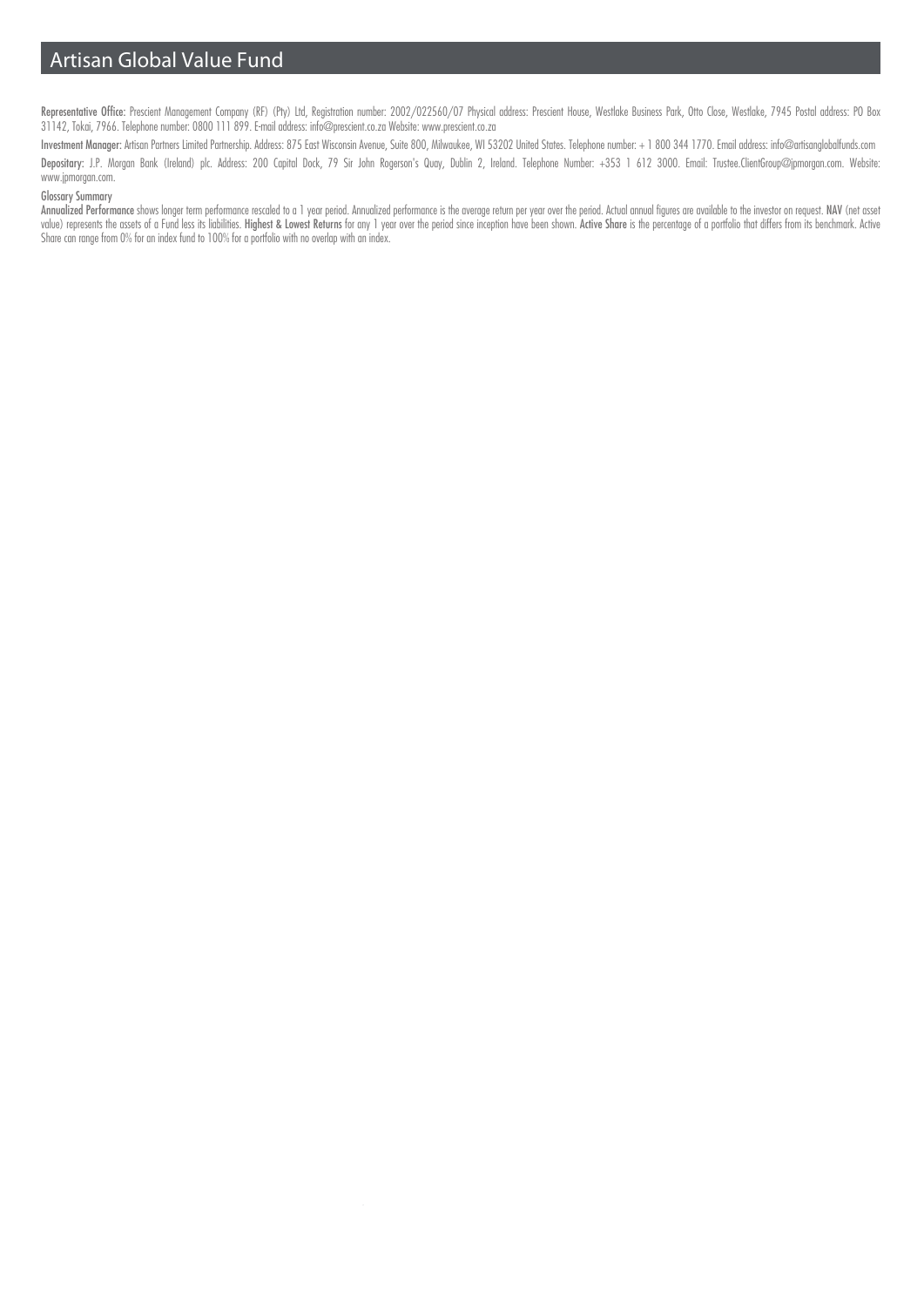# Artisan Global Value Fund

**Representative Office:** Prescient Management Company (RF) (Pty) Ltd, Registration number: 2002/022560/07 Physical address: Prescient House, Westlake Business Park, Otto Close, Westlake, 7945 Postal address: PO Box 31142, Tokai, 7966. Telephone number: 0800 111 899. E-mail address: info@prescient.co.za Website: www.prescient.co.za

**Investment Manager:** Artisan Partners Limited Partnership. Address: 875 East Wisconsin Avenue, Suite 800, Milwaukee, WI 53202 United States. Telephone number: + 1 800 344 1770. Email address: info@artisanglobalfunds.com

**Depositary:** J.P. Morgan Bank (Ireland) plc. Address: 200 Capital Dock, 79 Sir John Rogerson's Quay, Dublin 2, Ireland. Telephone Number: +353 1 612 3000. Email: Trustee.ClientGroup@jpmorgan.com. Website: www.jpmorgan.com.

## Glossary Summary

**Annualized Performance** shows longer term performance rescaled to a 1 year period. Annualized performance is the average return per year over the period. Actual annual figures are available to the investor on request. **NAV** (net asset value) represents the assets of a Fund less its liabilities. **Highest & Lowest Returns** for any 1 year over the period since inception have been shown. **Active Share** is the percentage of a portfolio that differs from its benchmark. Active Share can range from 0% for an index fund to 100% for a portfolio with no overlap with an index.